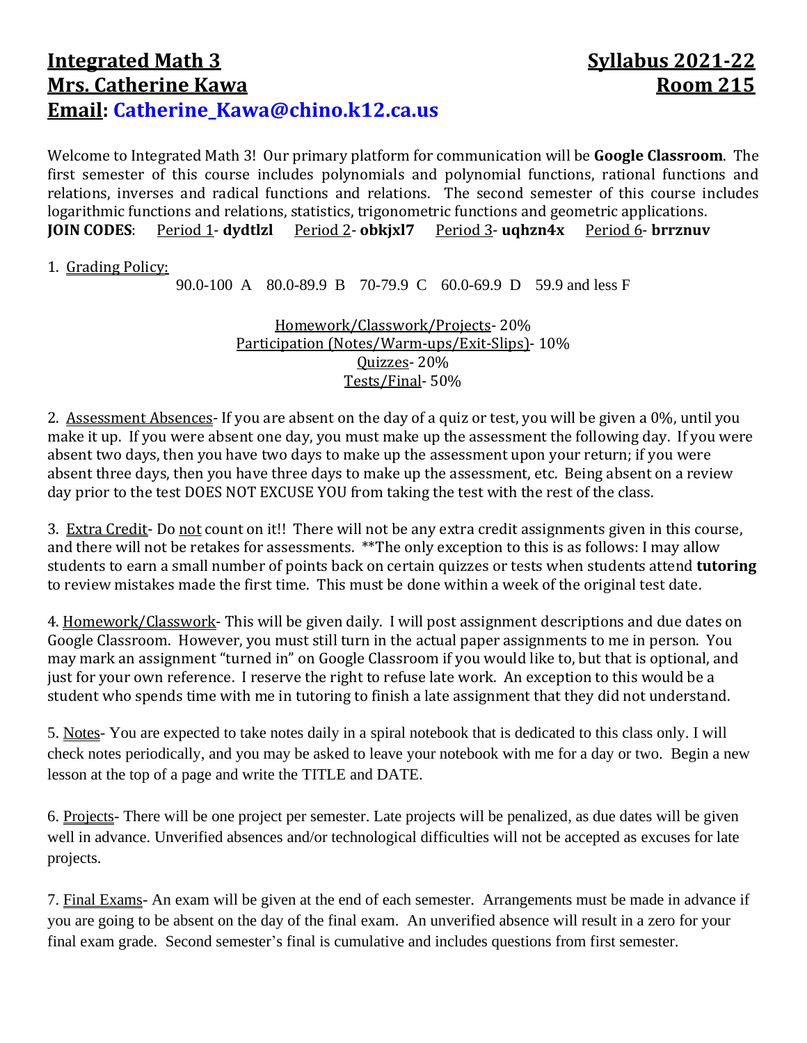# Integrated Math 3 — Syllabus 2021-22

## Mrs. Catherine Kawa — Room 215

**Email: Catherine_Kawa@chino.k12.ca.us**

Welcome to Integrated Math 3! Our primary platform for communication will be **Google Classroom**. The first semester of this course includes polynomials and polynomial functions, rational functions and relations, inverses and radical functions and relations. The second semester of this course includes logarithmic functions and relations, statistics, trigonometric functions and geometric applications.

**JOIN CODES**: Period 1- **dydtlzl** Period 2- **obkjxl7** Period 3- **uqhzn4x** Period 6- **brrznuv**

1. Grading Policy:

   90.0-100 A 80.0-89.9 B 70-79.9 C 60.0-69.9 D 59.9 and less F

   Homework/Classwork/Projects- 20%
   Participation (Notes/Warm-ups/Exit-Slips)- 10%
   Quizzes- 20%
   Tests/Final- 50%

2. Assessment Absences- If you are absent on the day of a quiz or test, you will be given a 0%, until you make it up. If you were absent one day, you must make up the assessment the following day. If you were absent two days, then you have two days to make up the assessment upon your return; if you were absent three days, then you have three days to make up the assessment, etc. Being absent on a review day prior to the test DOES NOT EXCUSE YOU from taking the test with the rest of the class.

3. Extra Credit- Do not count on it!! There will not be any extra credit assignments given in this course, and there will not be retakes for assessments. **The only exception to this is as follows: I may allow students to earn a small number of points back on certain quizzes or tests when students attend **tutoring** to review mistakes made the first time. This must be done within a week of the original test date.

4. Homework/Classwork- This will be given daily. I will post assignment descriptions and due dates on Google Classroom. However, you must still turn in the actual paper assignments to me in person. You may mark an assignment "turned in" on Google Classroom if you would like to, but that is optional, and just for your own reference. I reserve the right to refuse late work. An exception to this would be a student who spends time with me in tutoring to finish a late assignment that they did not understand.

5. Notes- You are expected to take notes daily in a spiral notebook that is dedicated to this class only. I will check notes periodically, and you may be asked to leave your notebook with me for a day or two. Begin a new lesson at the top of a page and write the TITLE and DATE.

6. Projects- There will be one project per semester. Late projects will be penalized, as due dates will be given well in advance. Unverified absences and/or technological difficulties will not be accepted as excuses for late projects.

7. Final Exams- An exam will be given at the end of each semester. Arrangements must be made in advance if you are going to be absent on the day of the final exam. An unverified absence will result in a zero for your final exam grade. Second semester's final is cumulative and includes questions from first semester.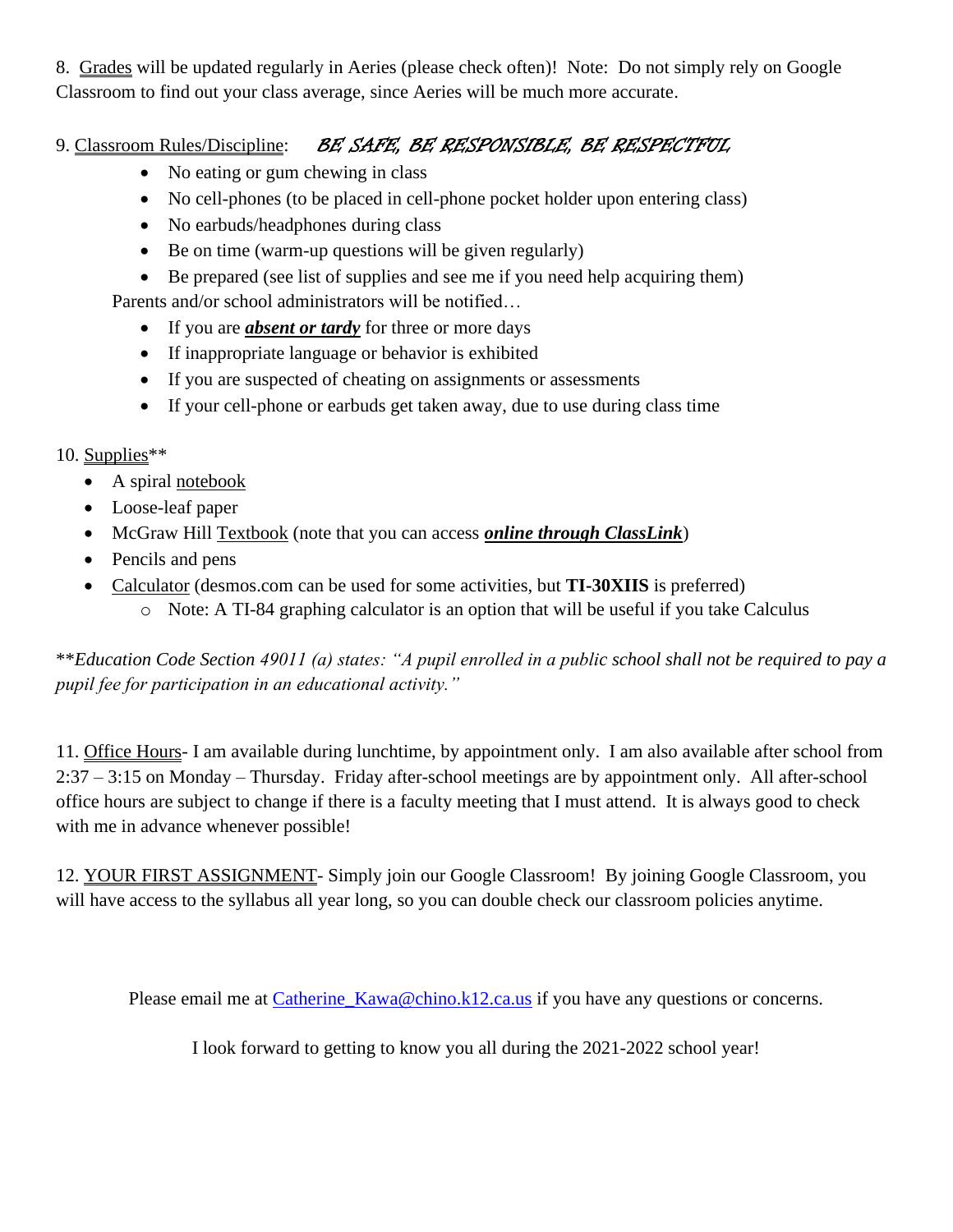8. Grades will be updated regularly in Aeries (please check often)! Note: Do not simply rely on Google Classroom to find out your class average, since Aeries will be much more accurate.

9. Classroom Rules/Discipline: *BE SAFE, BE RESPONSIBLE, BE RESPECTFUL*

- No eating or gum chewing in class
- No cell-phones (to be placed in cell-phone pocket holder upon entering class)
- No earbuds/headphones during class
- Be on time (warm-up questions will be given regularly)
- Be prepared (see list of supplies and see me if you need help acquiring them)

Parents and/or school administrators will be notified…

- If you are ***absent or tardy*** for three or more days
- If inappropriate language or behavior is exhibited
- If you are suspected of cheating on assignments or assessments
- If your cell-phone or earbuds get taken away, due to use during class time

10. Supplies**

- A spiral notebook
- Loose-leaf paper
- McGraw Hill Textbook (note that you can access ***online through ClassLink***)
- Pencils and pens
- Calculator (desmos.com can be used for some activities, but **TI-30XIIS** is preferred)
  - Note: A TI-84 graphing calculator is an option that will be useful if you take Calculus

***Education Code Section 49011 (a) states: "A pupil enrolled in a public school shall not be required to pay a pupil fee for participation in an educational activity."*

11. Office Hours- I am available during lunchtime, by appointment only. I am also available after school from 2:37 – 3:15 on Monday – Thursday. Friday after-school meetings are by appointment only. All after-school office hours are subject to change if there is a faculty meeting that I must attend. It is always good to check with me in advance whenever possible!

12. YOUR FIRST ASSIGNMENT- Simply join our Google Classroom! By joining Google Classroom, you will have access to the syllabus all year long, so you can double check our classroom policies anytime.

Please email me at Catherine_Kawa@chino.k12.ca.us if you have any questions or concerns.

I look forward to getting to know you all during the 2021-2022 school year!